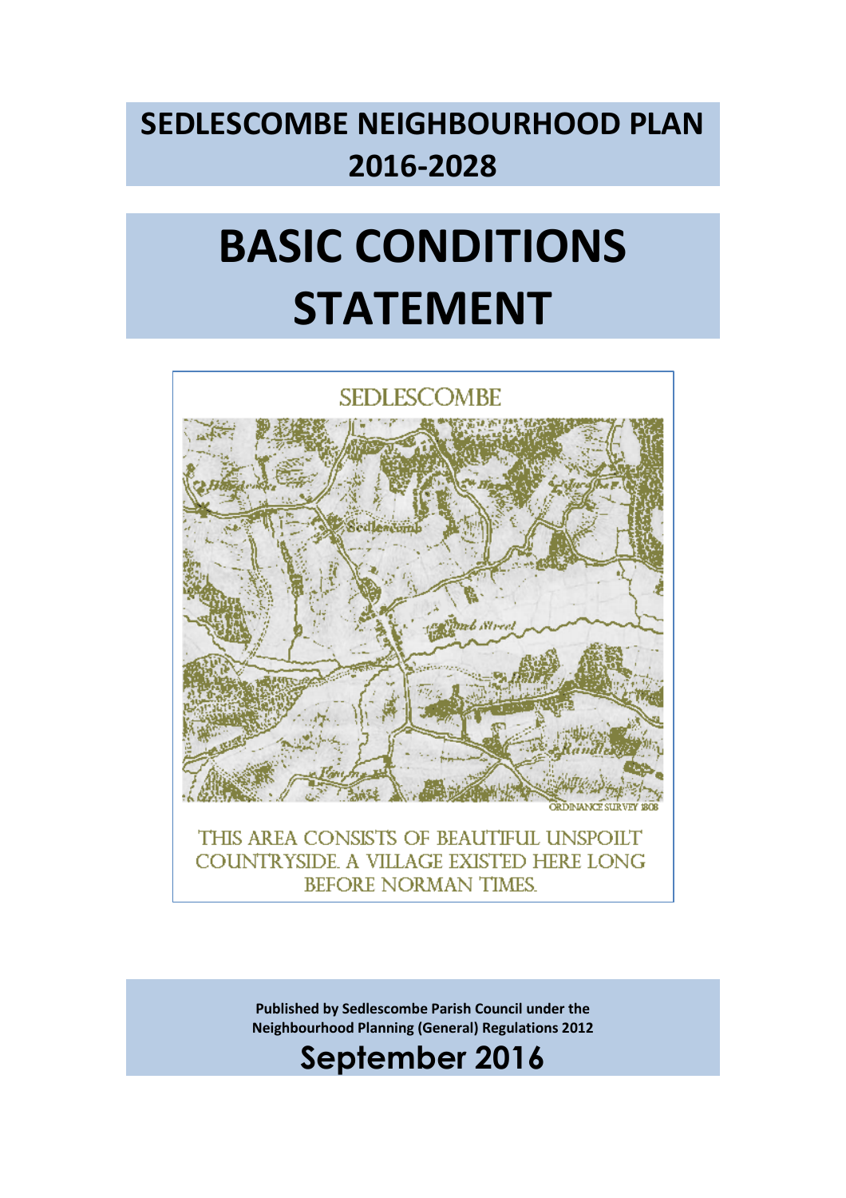# SEDLESCOMBE NEIGHBOURHOOD PLAN 2016-2028

# BASIC CONDITIONS STATEMENT

SEDLESCOMBE

ORDINANCE SURVEY 1808

THIS AREA CONSISTS OF BEAUTIFUL UNSPOILT COUNTRYSIDE. A VILLAGE EXISTED HERE LONG BEFORE NORMAN TIMES.

**Published by Sedlescombe Parish Council under the Neighbourhood Planning (General) Regulations 2012**

**September 2016**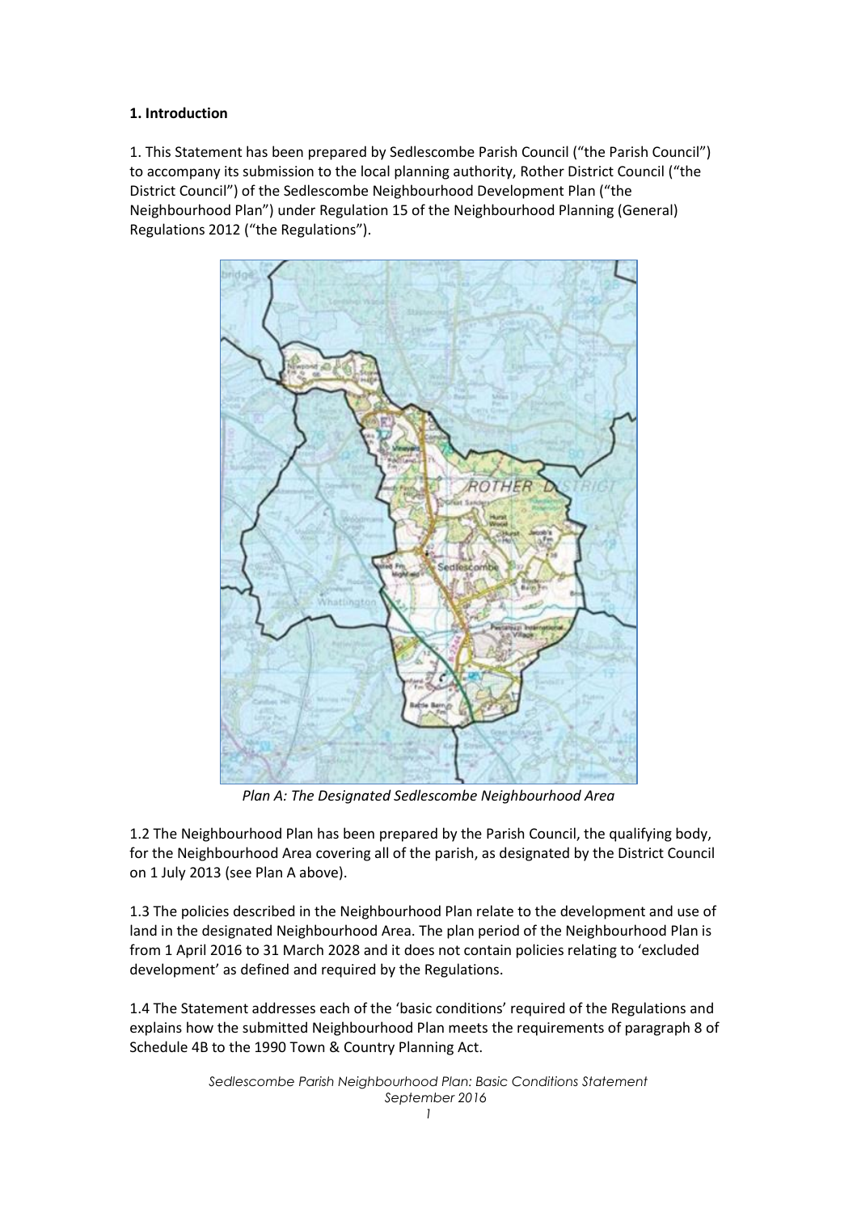**1. Introduction**

1. This Statement has been prepared by Sedlescombe Parish Council ("the Parish Council") to accompany its submission to the local planning authority, Rother District Council ("the District Council") of the Sedlescombe Neighbourhood Development Plan ("the Neighbourhood Plan") under Regulation 15 of the Neighbourhood Planning (General) Regulations 2012 ("the Regulations").

*Plan A: The Designated Sedlescombe Neighbourhood Area*

1.2 The Neighbourhood Plan has been prepared by the Parish Council, the qualifying body, for the Neighbourhood Area covering all of the parish, as designated by the District Council on 1 July 2013 (see Plan A above).

1.3 The policies described in the Neighbourhood Plan relate to the development and use of land in the designated Neighbourhood Area. The plan period of the Neighbourhood Plan is from 1 April 2016 to 31 March 2028 and it does not contain policies relating to 'excluded development' as defined and required by the Regulations.

1.4 The Statement addresses each of the 'basic conditions' required of the Regulations and explains how the submitted Neighbourhood Plan meets the requirements of paragraph 8 of Schedule 4B to the 1990 Town & Country Planning Act.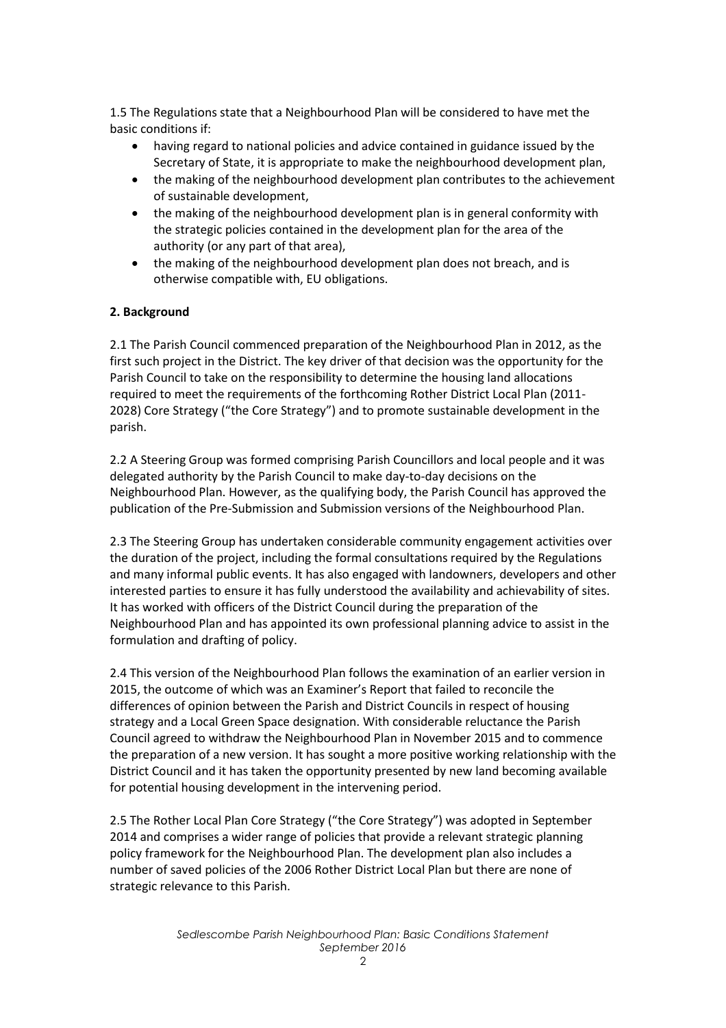1.5 The Regulations state that a Neighbourhood Plan will be considered to have met the basic conditions if:

- having regard to national policies and advice contained in guidance issued by the Secretary of State, it is appropriate to make the neighbourhood development plan,
- the making of the neighbourhood development plan contributes to the achievement of sustainable development,
- the making of the neighbourhood development plan is in general conformity with the strategic policies contained in the development plan for the area of the authority (or any part of that area),
- the making of the neighbourhood development plan does not breach, and is otherwise compatible with, EU obligations.

## 2. Background

2.1 The Parish Council commenced preparation of the Neighbourhood Plan in 2012, as the first such project in the District. The key driver of that decision was the opportunity for the Parish Council to take on the responsibility to determine the housing land allocations required to meet the requirements of the forthcoming Rother District Local Plan (2011-2028) Core Strategy ("the Core Strategy") and to promote sustainable development in the parish.

2.2 A Steering Group was formed comprising Parish Councillors and local people and it was delegated authority by the Parish Council to make day-to-day decisions on the Neighbourhood Plan. However, as the qualifying body, the Parish Council has approved the publication of the Pre-Submission and Submission versions of the Neighbourhood Plan.

2.3 The Steering Group has undertaken considerable community engagement activities over the duration of the project, including the formal consultations required by the Regulations and many informal public events. It has also engaged with landowners, developers and other interested parties to ensure it has fully understood the availability and achievability of sites. It has worked with officers of the District Council during the preparation of the Neighbourhood Plan and has appointed its own professional planning advice to assist in the formulation and drafting of policy.

2.4 This version of the Neighbourhood Plan follows the examination of an earlier version in 2015, the outcome of which was an Examiner's Report that failed to reconcile the differences of opinion between the Parish and District Councils in respect of housing strategy and a Local Green Space designation. With considerable reluctance the Parish Council agreed to withdraw the Neighbourhood Plan in November 2015 and to commence the preparation of a new version. It has sought a more positive working relationship with the District Council and it has taken the opportunity presented by new land becoming available for potential housing development in the intervening period.

2.5 The Rother Local Plan Core Strategy ("the Core Strategy") was adopted in September 2014 and comprises a wider range of policies that provide a relevant strategic planning policy framework for the Neighbourhood Plan. The development plan also includes a number of saved policies of the 2006 Rother District Local Plan but there are none of strategic relevance to this Parish.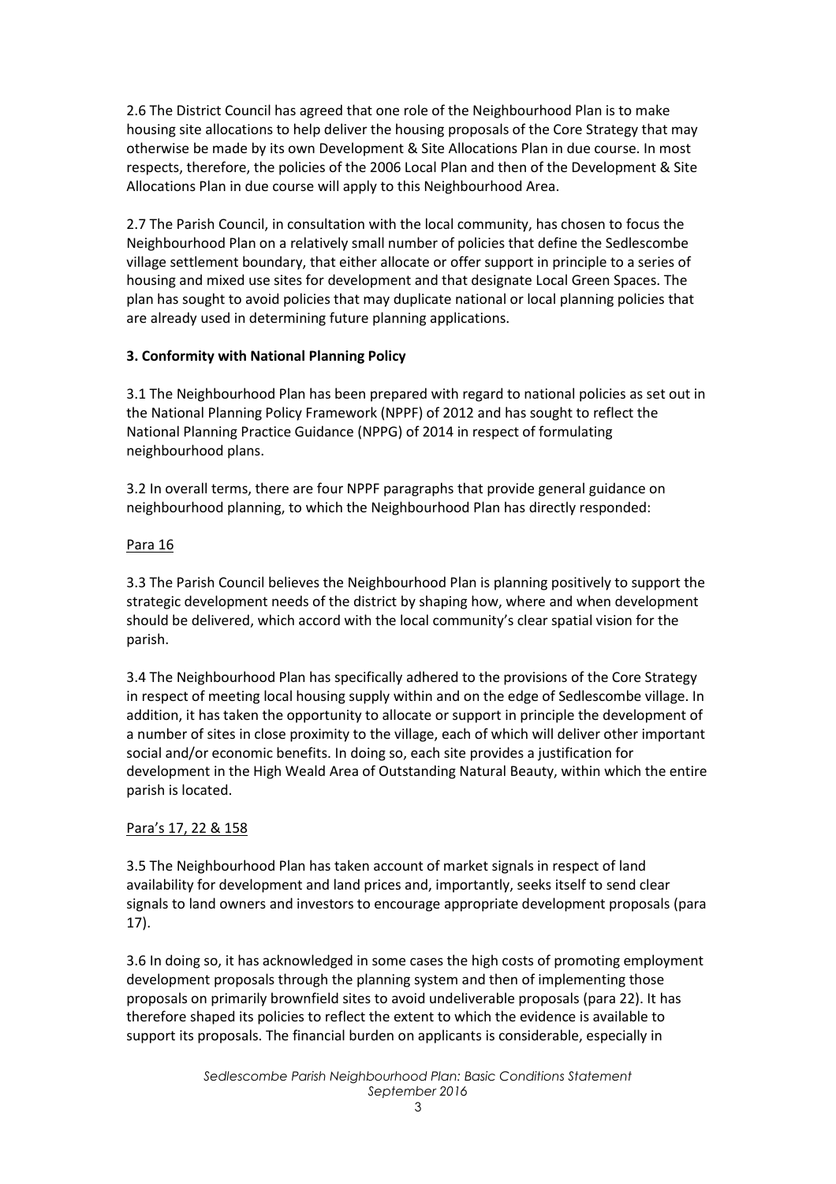2.6 The District Council has agreed that one role of the Neighbourhood Plan is to make housing site allocations to help deliver the housing proposals of the Core Strategy that may otherwise be made by its own Development & Site Allocations Plan in due course. In most respects, therefore, the policies of the 2006 Local Plan and then of the Development & Site Allocations Plan in due course will apply to this Neighbourhood Area.

2.7 The Parish Council, in consultation with the local community, has chosen to focus the Neighbourhood Plan on a relatively small number of policies that define the Sedlescombe village settlement boundary, that either allocate or offer support in principle to a series of housing and mixed use sites for development and that designate Local Green Spaces. The plan has sought to avoid policies that may duplicate national or local planning policies that are already used in determining future planning applications.

## 3. Conformity with National Planning Policy

3.1 The Neighbourhood Plan has been prepared with regard to national policies as set out in the National Planning Policy Framework (NPPF) of 2012 and has sought to reflect the National Planning Practice Guidance (NPPG) of 2014 in respect of formulating neighbourhood plans.

3.2 In overall terms, there are four NPPF paragraphs that provide general guidance on neighbourhood planning, to which the Neighbourhood Plan has directly responded:

Para 16

3.3 The Parish Council believes the Neighbourhood Plan is planning positively to support the strategic development needs of the district by shaping how, where and when development should be delivered, which accord with the local community's clear spatial vision for the parish.

3.4 The Neighbourhood Plan has specifically adhered to the provisions of the Core Strategy in respect of meeting local housing supply within and on the edge of Sedlescombe village. In addition, it has taken the opportunity to allocate or support in principle the development of a number of sites in close proximity to the village, each of which will deliver other important social and/or economic benefits. In doing so, each site provides a justification for development in the High Weald Area of Outstanding Natural Beauty, within which the entire parish is located.

Para's 17, 22 & 158

3.5 The Neighbourhood Plan has taken account of market signals in respect of land availability for development and land prices and, importantly, seeks itself to send clear signals to land owners and investors to encourage appropriate development proposals (para 17).

3.6 In doing so, it has acknowledged in some cases the high costs of promoting employment development proposals through the planning system and then of implementing those proposals on primarily brownfield sites to avoid undeliverable proposals (para 22). It has therefore shaped its policies to reflect the extent to which the evidence is available to support its proposals. The financial burden on applicants is considerable, especially in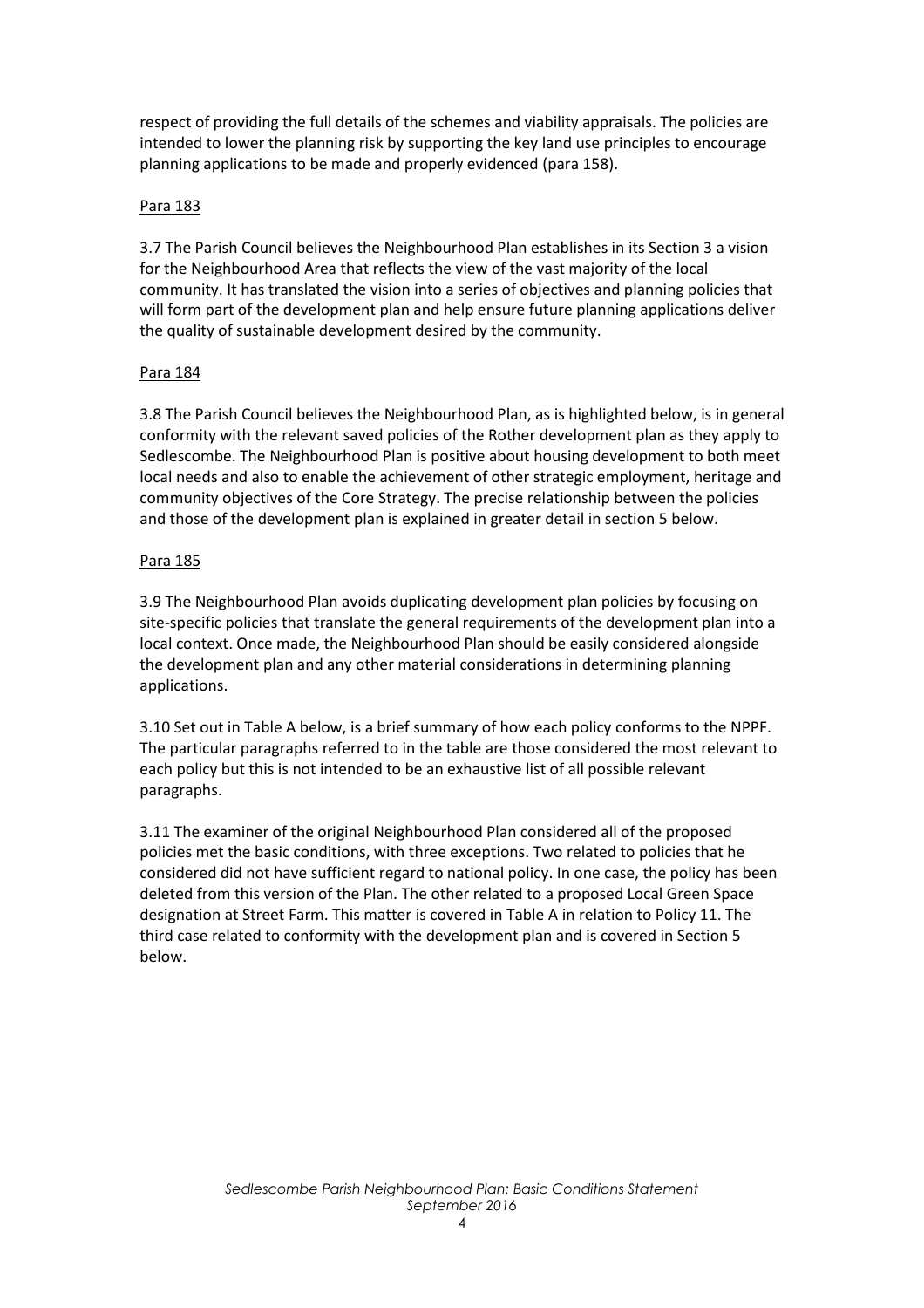respect of providing the full details of the schemes and viability appraisals. The policies are intended to lower the planning risk by supporting the key land use principles to encourage planning applications to be made and properly evidenced (para 158).

<u>Para 183</u>

3.7 The Parish Council believes the Neighbourhood Plan establishes in its Section 3 a vision for the Neighbourhood Area that reflects the view of the vast majority of the local community. It has translated the vision into a series of objectives and planning policies that will form part of the development plan and help ensure future planning applications deliver the quality of sustainable development desired by the community.

<u>Para 184</u>

3.8 The Parish Council believes the Neighbourhood Plan, as is highlighted below, is in general conformity with the relevant saved policies of the Rother development plan as they apply to Sedlescombe. The Neighbourhood Plan is positive about housing development to both meet local needs and also to enable the achievement of other strategic employment, heritage and community objectives of the Core Strategy. The precise relationship between the policies and those of the development plan is explained in greater detail in section 5 below.

<u>Para 185</u>

3.9 The Neighbourhood Plan avoids duplicating development plan policies by focusing on site-specific policies that translate the general requirements of the development plan into a local context. Once made, the Neighbourhood Plan should be easily considered alongside the development plan and any other material considerations in determining planning applications.

3.10 Set out in Table A below, is a brief summary of how each policy conforms to the NPPF. The particular paragraphs referred to in the table are those considered the most relevant to each policy but this is not intended to be an exhaustive list of all possible relevant paragraphs.

3.11 The examiner of the original Neighbourhood Plan considered all of the proposed policies met the basic conditions, with three exceptions. Two related to policies that he considered did not have sufficient regard to national policy. In one case, the policy has been deleted from this version of the Plan. The other related to a proposed Local Green Space designation at Street Farm. This matter is covered in Table A in relation to Policy 11. The third case related to conformity with the development plan and is covered in Section 5 below.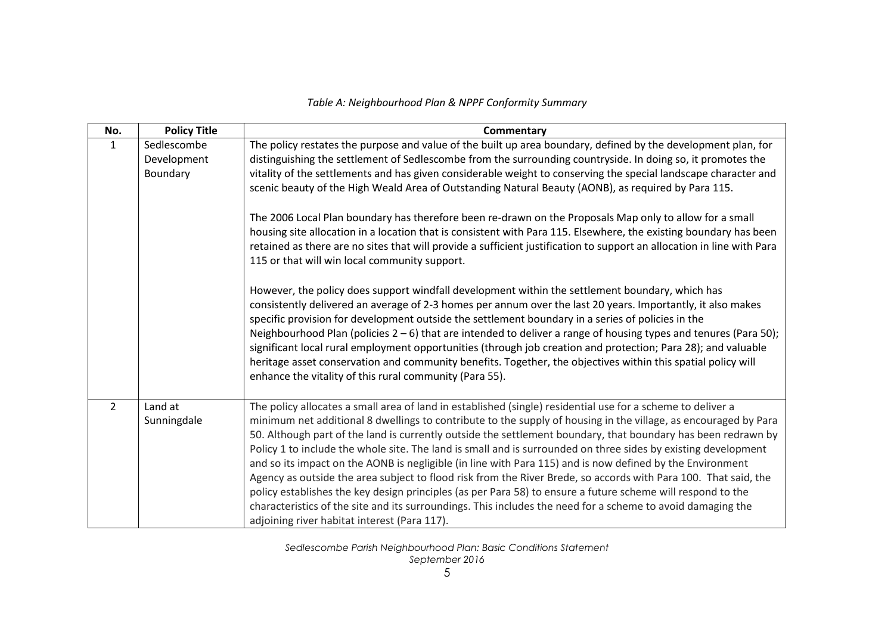*Table A: Neighbourhood Plan & NPPF Conformity Summary*

| No. | Policy Title | Commentary |
|---|---|---|
| 1 | Sedlescombe Development Boundary | The policy restates the purpose and value of the built up area boundary, defined by the development plan, for distinguishing the settlement of Sedlescombe from the surrounding countryside. In doing so, it promotes the vitality of the settlements and has given considerable weight to conserving the special landscape character and scenic beauty of the High Weald Area of Outstanding Natural Beauty (AONB), as required by Para 115.<br><br>The 2006 Local Plan boundary has therefore been re-drawn on the Proposals Map only to allow for a small housing site allocation in a location that is consistent with Para 115. Elsewhere, the existing boundary has been retained as there are no sites that will provide a sufficient justification to support an allocation in line with Para 115 or that will win local community support.<br><br>However, the policy does support windfall development within the settlement boundary, which has consistently delivered an average of 2-3 homes per annum over the last 20 years. Importantly, it also makes specific provision for development outside the settlement boundary in a series of policies in the Neighbourhood Plan (policies 2 – 6) that are intended to deliver a range of housing types and tenures (Para 50); significant local rural employment opportunities (through job creation and protection; Para 28); and valuable heritage asset conservation and community benefits. Together, the objectives within this spatial policy will enhance the vitality of this rural community (Para 55). |
| 2 | Land at Sunningdale | The policy allocates a small area of land in established (single) residential use for a scheme to deliver a minimum net additional 8 dwellings to contribute to the supply of housing in the village, as encouraged by Para 50. Although part of the land is currently outside the settlement boundary, that boundary has been redrawn by Policy 1 to include the whole site. The land is small and is surrounded on three sides by existing development and so its impact on the AONB is negligible (in line with Para 115) and is now defined by the Environment Agency as outside the area subject to flood risk from the River Brede, so accords with Para 100. That said, the policy establishes the key design principles (as per Para 58) to ensure a future scheme will respond to the characteristics of the site and its surroundings. This includes the need for a scheme to avoid damaging the adjoining river habitat interest (Para 117). |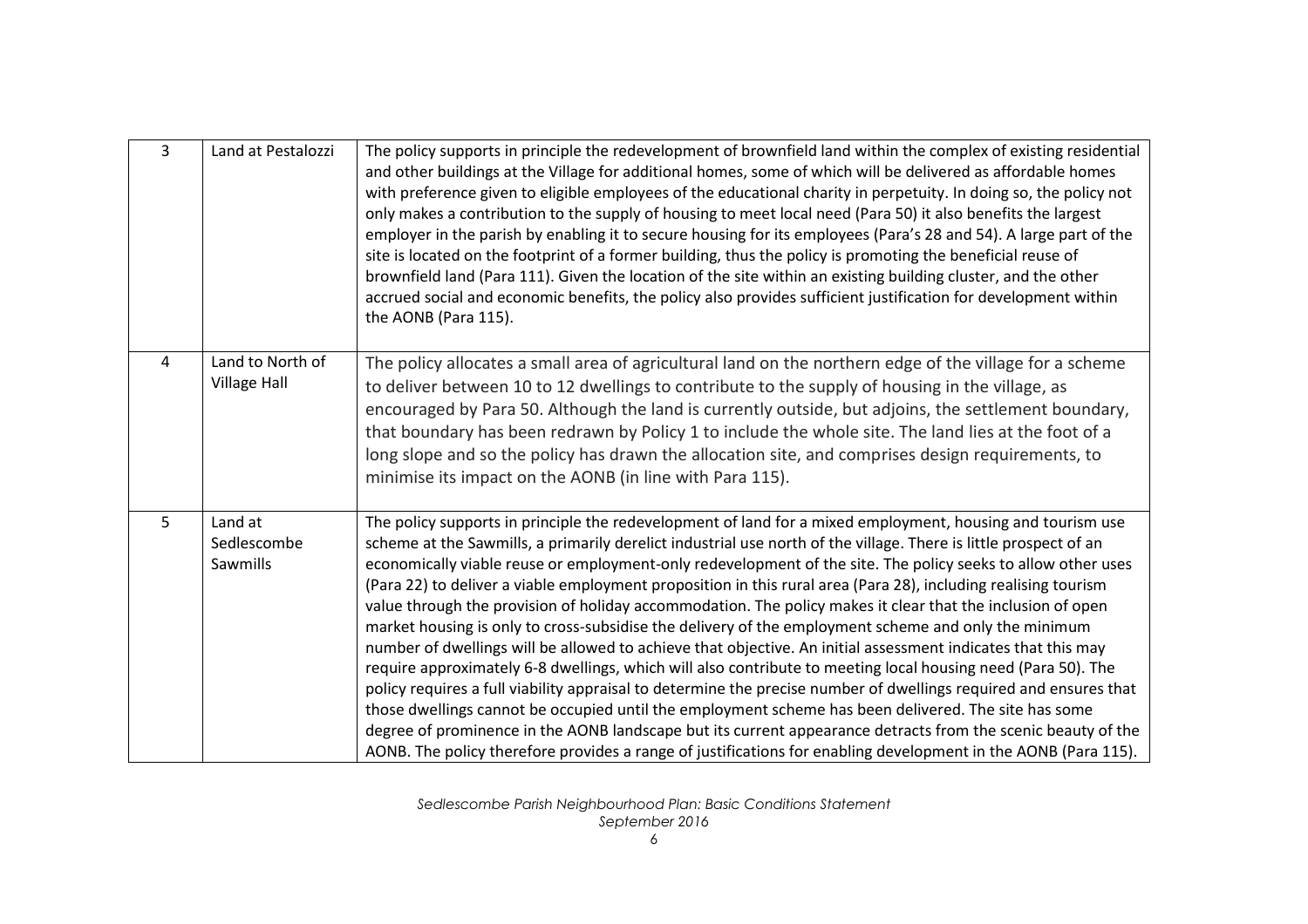| 3 | Land at Pestalozzi | The policy supports in principle the redevelopment of brownfield land within the complex of existing residential and other buildings at the Village for additional homes, some of which will be delivered as affordable homes with preference given to eligible employees of the educational charity in perpetuity. In doing so, the policy not only makes a contribution to the supply of housing to meet local need (Para 50) it also benefits the largest employer in the parish by enabling it to secure housing for its employees (Para's 28 and 54). A large part of the site is located on the footprint of a former building, thus the policy is promoting the beneficial reuse of brownfield land (Para 111). Given the location of the site within an existing building cluster, and the other accrued social and economic benefits, the policy also provides sufficient justification for development within the AONB (Para 115). |
|---|---|---|
| 4 | Land to North of Village Hall | The policy allocates a small area of agricultural land on the northern edge of the village for a scheme to deliver between 10 to 12 dwellings to contribute to the supply of housing in the village, as encouraged by Para 50. Although the land is currently outside, but adjoins, the settlement boundary, that boundary has been redrawn by Policy 1 to include the whole site. The land lies at the foot of a long slope and so the policy has drawn the allocation site, and comprises design requirements, to minimise its impact on the AONB (in line with Para 115). |
| 5 | Land at Sedlescombe Sawmills | The policy supports in principle the redevelopment of land for a mixed employment, housing and tourism use scheme at the Sawmills, a primarily derelict industrial use north of the village. There is little prospect of an economically viable reuse or employment-only redevelopment of the site. The policy seeks to allow other uses (Para 22) to deliver a viable employment proposition in this rural area (Para 28), including realising tourism value through the provision of holiday accommodation. The policy makes it clear that the inclusion of open market housing is only to cross-subsidise the delivery of the employment scheme and only the minimum number of dwellings will be allowed to achieve that objective. An initial assessment indicates that this may require approximately 6-8 dwellings, which will also contribute to meeting local housing need (Para 50). The policy requires a full viability appraisal to determine the precise number of dwellings required and ensures that those dwellings cannot be occupied until the employment scheme has been delivered. The site has some degree of prominence in the AONB landscape but its current appearance detracts from the scenic beauty of the AONB. The policy therefore provides a range of justifications for enabling development in the AONB (Para 115). |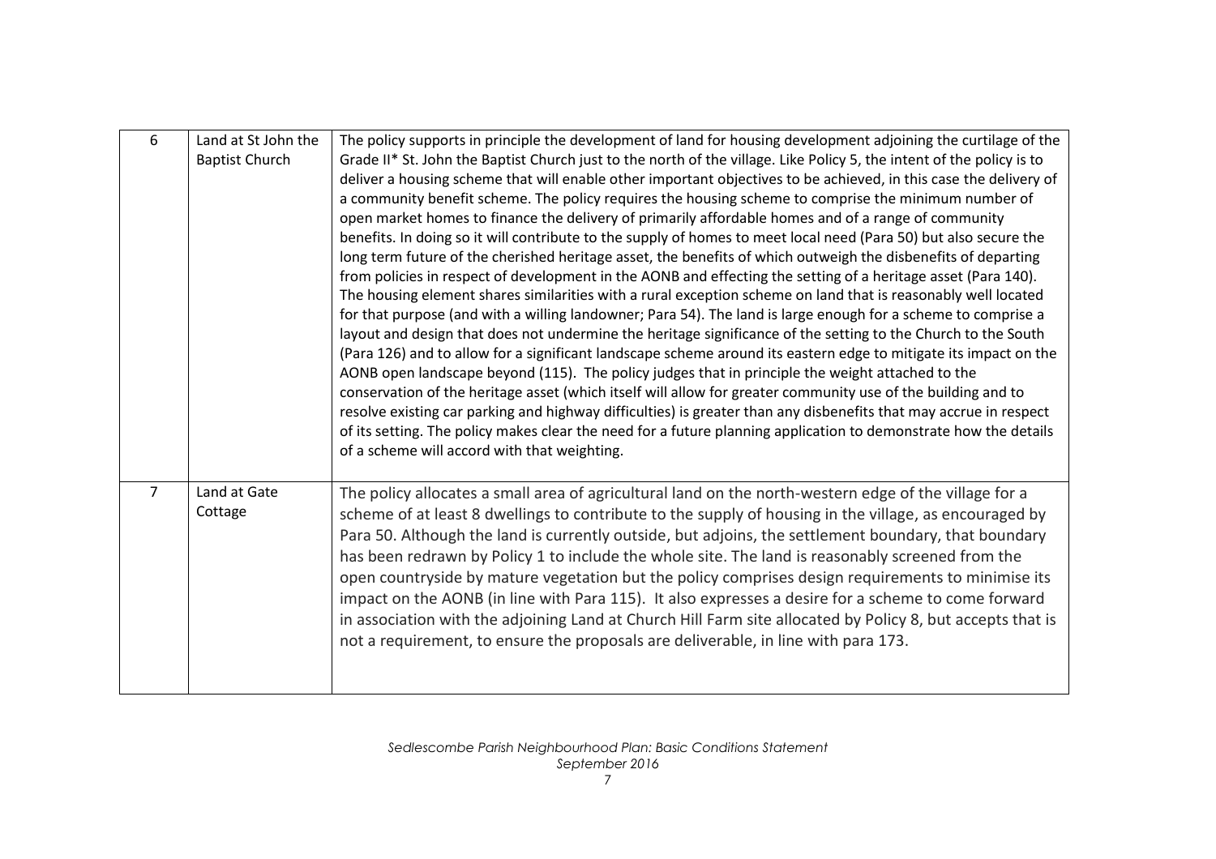| | | |
|---|---|---|
| 6 | Land at St John the Baptist Church | The policy supports in principle the development of land for housing development adjoining the curtilage of the Grade II* St. John the Baptist Church just to the north of the village. Like Policy 5, the intent of the policy is to deliver a housing scheme that will enable other important objectives to be achieved, in this case the delivery of a community benefit scheme. The policy requires the housing scheme to comprise the minimum number of open market homes to finance the delivery of primarily affordable homes and of a range of community benefits. In doing so it will contribute to the supply of homes to meet local need (Para 50) but also secure the long term future of the cherished heritage asset, the benefits of which outweigh the disbenefits of departing from policies in respect of development in the AONB and effecting the setting of a heritage asset (Para 140). The housing element shares similarities with a rural exception scheme on land that is reasonably well located for that purpose (and with a willing landowner; Para 54). The land is large enough for a scheme to comprise a layout and design that does not undermine the heritage significance of the setting to the Church to the South (Para 126) and to allow for a significant landscape scheme around its eastern edge to mitigate its impact on the AONB open landscape beyond (115). The policy judges that in principle the weight attached to the conservation of the heritage asset (which itself will allow for greater community use of the building and to resolve existing car parking and highway difficulties) is greater than any disbenefits that may accrue in respect of its setting. The policy makes clear the need for a future planning application to demonstrate how the details of a scheme will accord with that weighting. |
| 7 | Land at Gate Cottage | The policy allocates a small area of agricultural land on the north-western edge of the village for a scheme of at least 8 dwellings to contribute to the supply of housing in the village, as encouraged by Para 50. Although the land is currently outside, but adjoins, the settlement boundary, that boundary has been redrawn by Policy 1 to include the whole site. The land is reasonably screened from the open countryside by mature vegetation but the policy comprises design requirements to minimise its impact on the AONB (in line with Para 115). It also expresses a desire for a scheme to come forward in association with the adjoining Land at Church Hill Farm site allocated by Policy 8, but accepts that is not a requirement, to ensure the proposals are deliverable, in line with para 173. |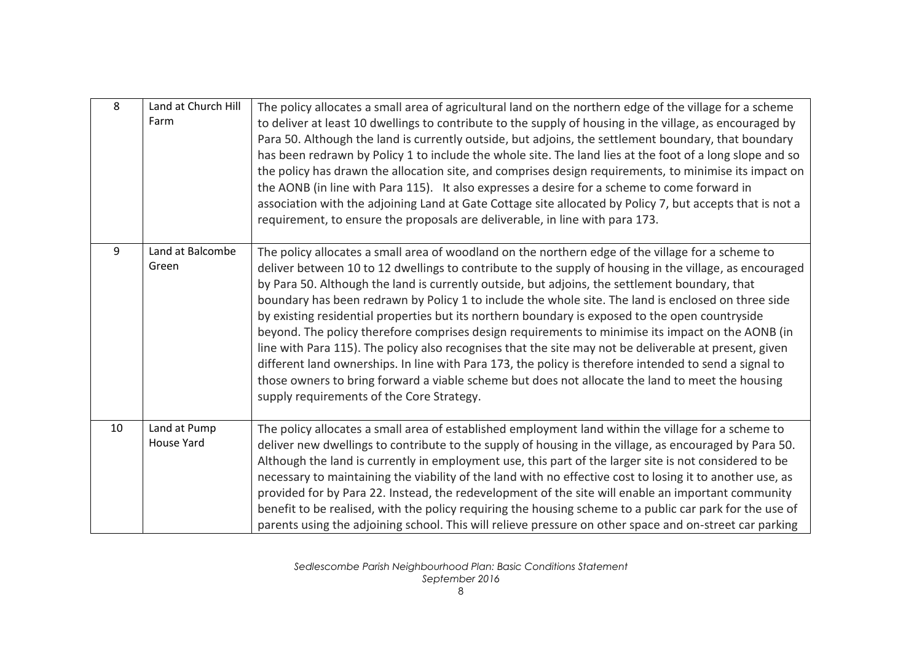| 8 | Land at Church Hill Farm | The policy allocates a small area of agricultural land on the northern edge of the village for a scheme to deliver at least 10 dwellings to contribute to the supply of housing in the village, as encouraged by Para 50. Although the land is currently outside, but adjoins, the settlement boundary, that boundary has been redrawn by Policy 1 to include the whole site. The land lies at the foot of a long slope and so the policy has drawn the allocation site, and comprises design requirements, to minimise its impact on the AONB (in line with Para 115). It also expresses a desire for a scheme to come forward in association with the adjoining Land at Gate Cottage site allocated by Policy 7, but accepts that is not a requirement, to ensure the proposals are deliverable, in line with para 173. |
|---|---|---|
| 9 | Land at Balcombe Green | The policy allocates a small area of woodland on the northern edge of the village for a scheme to deliver between 10 to 12 dwellings to contribute to the supply of housing in the village, as encouraged by Para 50. Although the land is currently outside, but adjoins, the settlement boundary, that boundary has been redrawn by Policy 1 to include the whole site. The land is enclosed on three side by existing residential properties but its northern boundary is exposed to the open countryside beyond. The policy therefore comprises design requirements to minimise its impact on the AONB (in line with Para 115). The policy also recognises that the site may not be deliverable at present, given different land ownerships. In line with Para 173, the policy is therefore intended to send a signal to those owners to bring forward a viable scheme but does not allocate the land to meet the housing supply requirements of the Core Strategy. |
| 10 | Land at Pump House Yard | The policy allocates a small area of established employment land within the village for a scheme to deliver new dwellings to contribute to the supply of housing in the village, as encouraged by Para 50. Although the land is currently in employment use, this part of the larger site is not considered to be necessary to maintaining the viability of the land with no effective cost to losing it to another use, as provided for by Para 22. Instead, the redevelopment of the site will enable an important community benefit to be realised, with the policy requiring the housing scheme to a public car park for the use of parents using the adjoining school. This will relieve pressure on other space and on-street car parking |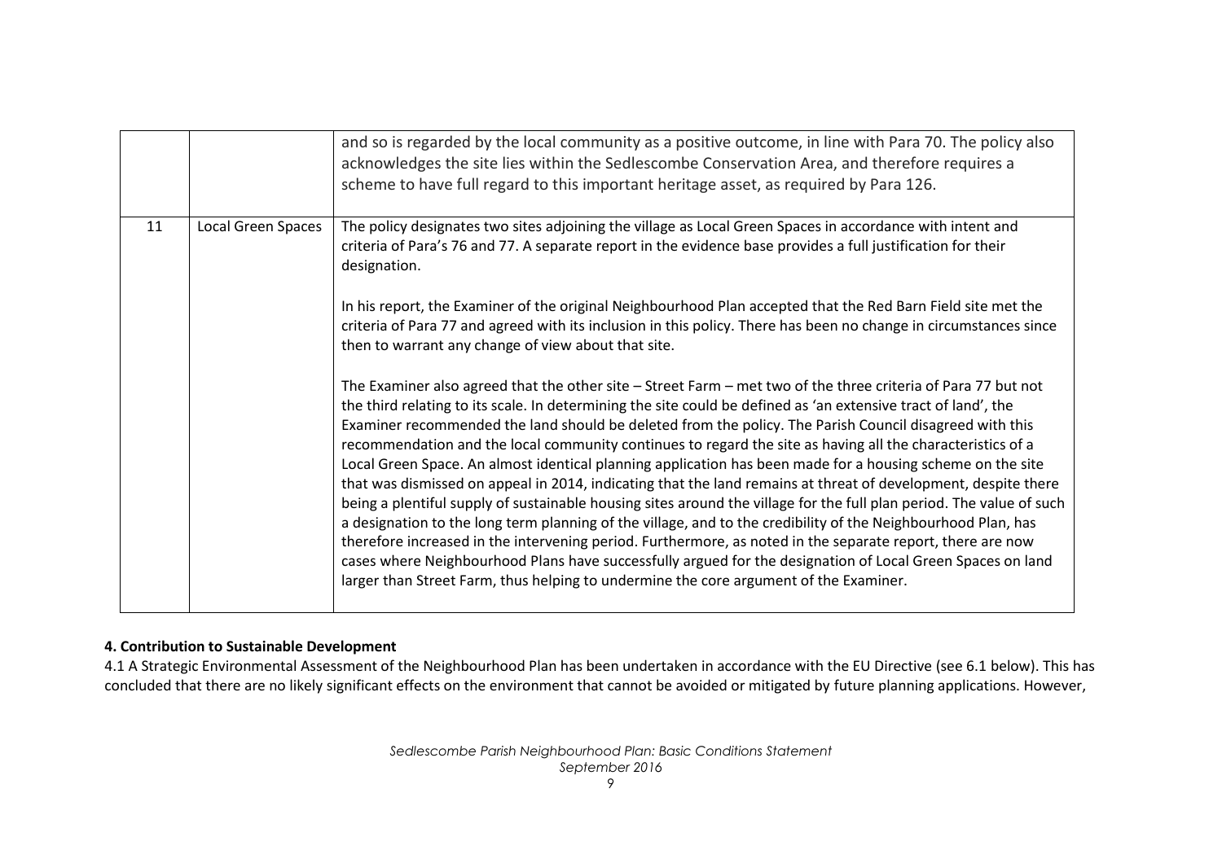| | | |
|---|---|---|
| | | and so is regarded by the local community as a positive outcome, in line with Para 70. The policy also acknowledges the site lies within the Sedlescombe Conservation Area, and therefore requires a scheme to have full regard to this important heritage asset, as required by Para 126. |
| 11 | Local Green Spaces | The policy designates two sites adjoining the village as Local Green Spaces in accordance with intent and criteria of Para's 76 and 77. A separate report in the evidence base provides a full justification for their designation.<br><br>In his report, the Examiner of the original Neighbourhood Plan accepted that the Red Barn Field site met the criteria of Para 77 and agreed with its inclusion in this policy. There has been no change in circumstances since then to warrant any change of view about that site.<br><br>The Examiner also agreed that the other site – Street Farm – met two of the three criteria of Para 77 but not the third relating to its scale. In determining the site could be defined as 'an extensive tract of land', the Examiner recommended the land should be deleted from the policy. The Parish Council disagreed with this recommendation and the local community continues to regard the site as having all the characteristics of a Local Green Space. An almost identical planning application has been made for a housing scheme on the site that was dismissed on appeal in 2014, indicating that the land remains at threat of development, despite there being a plentiful supply of sustainable housing sites around the village for the full plan period. The value of such a designation to the long term planning of the village, and to the credibility of the Neighbourhood Plan, has therefore increased in the intervening period. Furthermore, as noted in the separate report, there are now cases where Neighbourhood Plans have successfully argued for the designation of Local Green Spaces on land larger than Street Farm, thus helping to undermine the core argument of the Examiner. |

**4. Contribution to Sustainable Development**

4.1 A Strategic Environmental Assessment of the Neighbourhood Plan has been undertaken in accordance with the EU Directive (see 6.1 below). This has concluded that there are no likely significant effects on the environment that cannot be avoided or mitigated by future planning applications. However,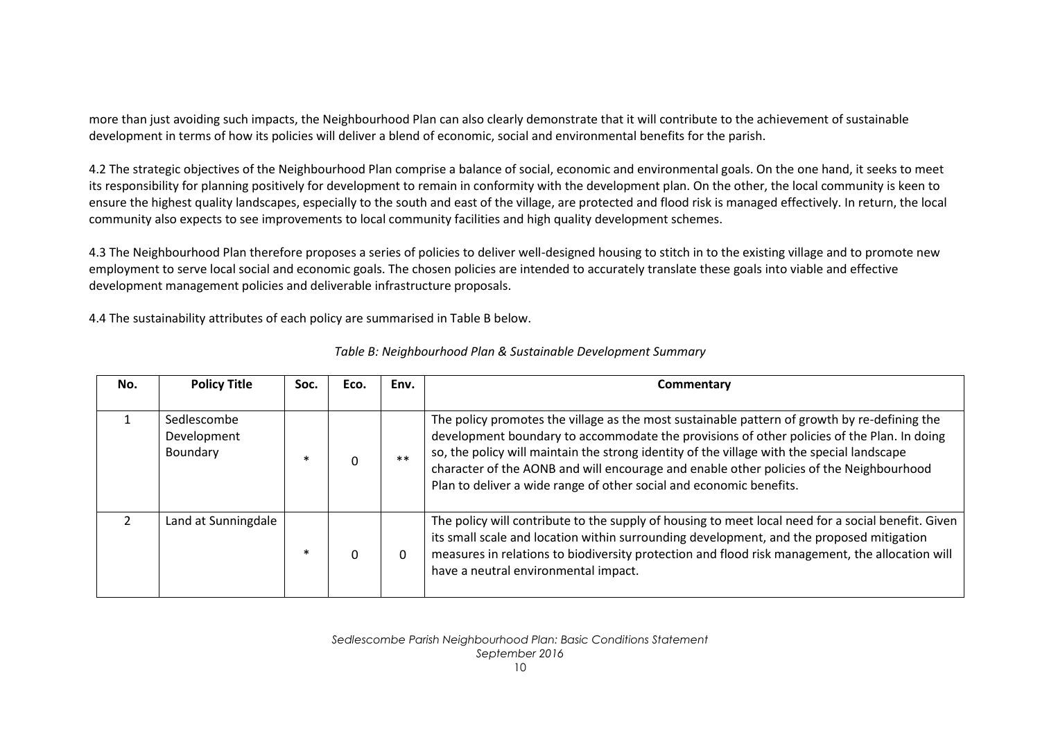more than just avoiding such impacts, the Neighbourhood Plan can also clearly demonstrate that it will contribute to the achievement of sustainable development in terms of how its policies will deliver a blend of economic, social and environmental benefits for the parish.

4.2 The strategic objectives of the Neighbourhood Plan comprise a balance of social, economic and environmental goals. On the one hand, it seeks to meet its responsibility for planning positively for development to remain in conformity with the development plan. On the other, the local community is keen to ensure the highest quality landscapes, especially to the south and east of the village, are protected and flood risk is managed effectively. In return, the local community also expects to see improvements to local community facilities and high quality development schemes.

4.3 The Neighbourhood Plan therefore proposes a series of policies to deliver well-designed housing to stitch in to the existing village and to promote new employment to serve local social and economic goals. The chosen policies are intended to accurately translate these goals into viable and effective development management policies and deliverable infrastructure proposals.

4.4 The sustainability attributes of each policy are summarised in Table B below.

*Table B: Neighbourhood Plan & Sustainable Development Summary*

| No. | Policy Title | Soc. | Eco. | Env. | Commentary |
|---|---|---|---|---|---|
| 1 | Sedlescombe Development Boundary | * | 0 | ** | The policy promotes the village as the most sustainable pattern of growth by re-defining the development boundary to accommodate the provisions of other policies of the Plan. In doing so, the policy will maintain the strong identity of the village with the special landscape character of the AONB and will encourage and enable other policies of the Neighbourhood Plan to deliver a wide range of other social and economic benefits. |
| 2 | Land at Sunningdale | * | 0 | 0 | The policy will contribute to the supply of housing to meet local need for a social benefit. Given its small scale and location within surrounding development, and the proposed mitigation measures in relations to biodiversity protection and flood risk management, the allocation will have a neutral environmental impact. |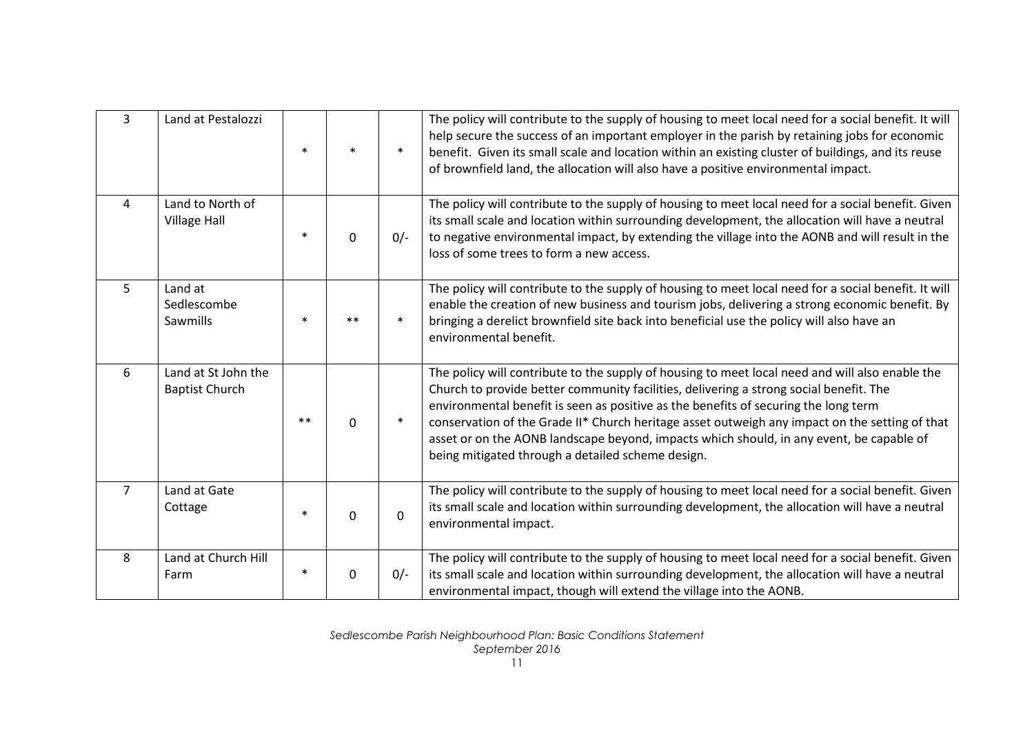| 3 | Land at Pestalozzi | * | * | * | The policy will contribute to the supply of housing to meet local need for a social benefit. It will help secure the success of an important employer in the parish by retaining jobs for economic benefit. Given its small scale and location within an existing cluster of buildings, and its reuse of brownfield land, the allocation will also have a positive environmental impact. |
|---|---|---|---|---|---|
| 4 | Land to North of Village Hall | * | 0 | 0/- | The policy will contribute to the supply of housing to meet local need for a social benefit. Given its small scale and location within surrounding development, the allocation will have a neutral to negative environmental impact, by extending the village into the AONB and will result in the loss of some trees to form a new access. |
| 5 | Land at Sedlescombe Sawmills | * | ** | * | The policy will contribute to the supply of housing to meet local need for a social benefit. It will enable the creation of new business and tourism jobs, delivering a strong economic benefit. By bringing a derelict brownfield site back into beneficial use the policy will also have an environmental benefit. |
| 6 | Land at St John the Baptist Church | ** | 0 | * | The policy will contribute to the supply of housing to meet local need and will also enable the Church to provide better community facilities, delivering a strong social benefit. The environmental benefit is seen as positive as the benefits of securing the long term conservation of the Grade II* Church heritage asset outweigh any impact on the setting of that asset or on the AONB landscape beyond, impacts which should, in any event, be capable of being mitigated through a detailed scheme design. |
| 7 | Land at Gate Cottage | * | 0 | 0 | The policy will contribute to the supply of housing to meet local need for a social benefit. Given its small scale and location within surrounding development, the allocation will have a neutral environmental impact. |
| 8 | Land at Church Hill Farm | * | 0 | 0/- | The policy will contribute to the supply of housing to meet local need for a social benefit. Given its small scale and location within surrounding development, the allocation will have a neutral environmental impact, though will extend the village into the AONB. |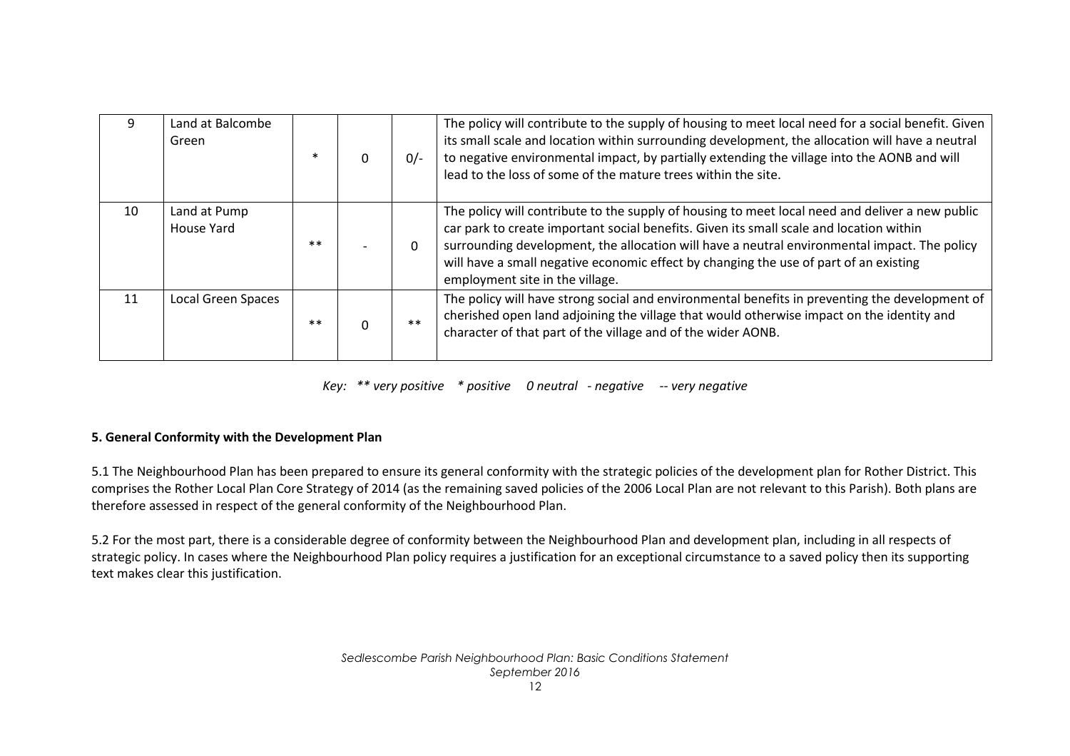| 9 | Land at Balcombe Green | * | 0 | 0/- | The policy will contribute to the supply of housing to meet local need for a social benefit. Given its small scale and location within surrounding development, the allocation will have a neutral to negative environmental impact, by partially extending the village into the AONB and will lead to the loss of some of the mature trees within the site. |
|---|---|---|---|---|---|
| 10 | Land at Pump House Yard | ** | - | 0 | The policy will contribute to the supply of housing to meet local need and deliver a new public car park to create important social benefits. Given its small scale and location within surrounding development, the allocation will have a neutral environmental impact. The policy will have a small negative economic effect by changing the use of part of an existing employment site in the village. |
| 11 | Local Green Spaces | ** | 0 | ** | The policy will have strong social and environmental benefits in preventing the development of cherished open land adjoining the village that would otherwise impact on the identity and character of that part of the village and of the wider AONB. |

*Key: ** very positive * positive 0 neutral - negative -- very negative*

**5. General Conformity with the Development Plan**

5.1 The Neighbourhood Plan has been prepared to ensure its general conformity with the strategic policies of the development plan for Rother District. This comprises the Rother Local Plan Core Strategy of 2014 (as the remaining saved policies of the 2006 Local Plan are not relevant to this Parish). Both plans are therefore assessed in respect of the general conformity of the Neighbourhood Plan.

5.2 For the most part, there is a considerable degree of conformity between the Neighbourhood Plan and development plan, including in all respects of strategic policy. In cases where the Neighbourhood Plan policy requires a justification for an exceptional circumstance to a saved policy then its supporting text makes clear this justification.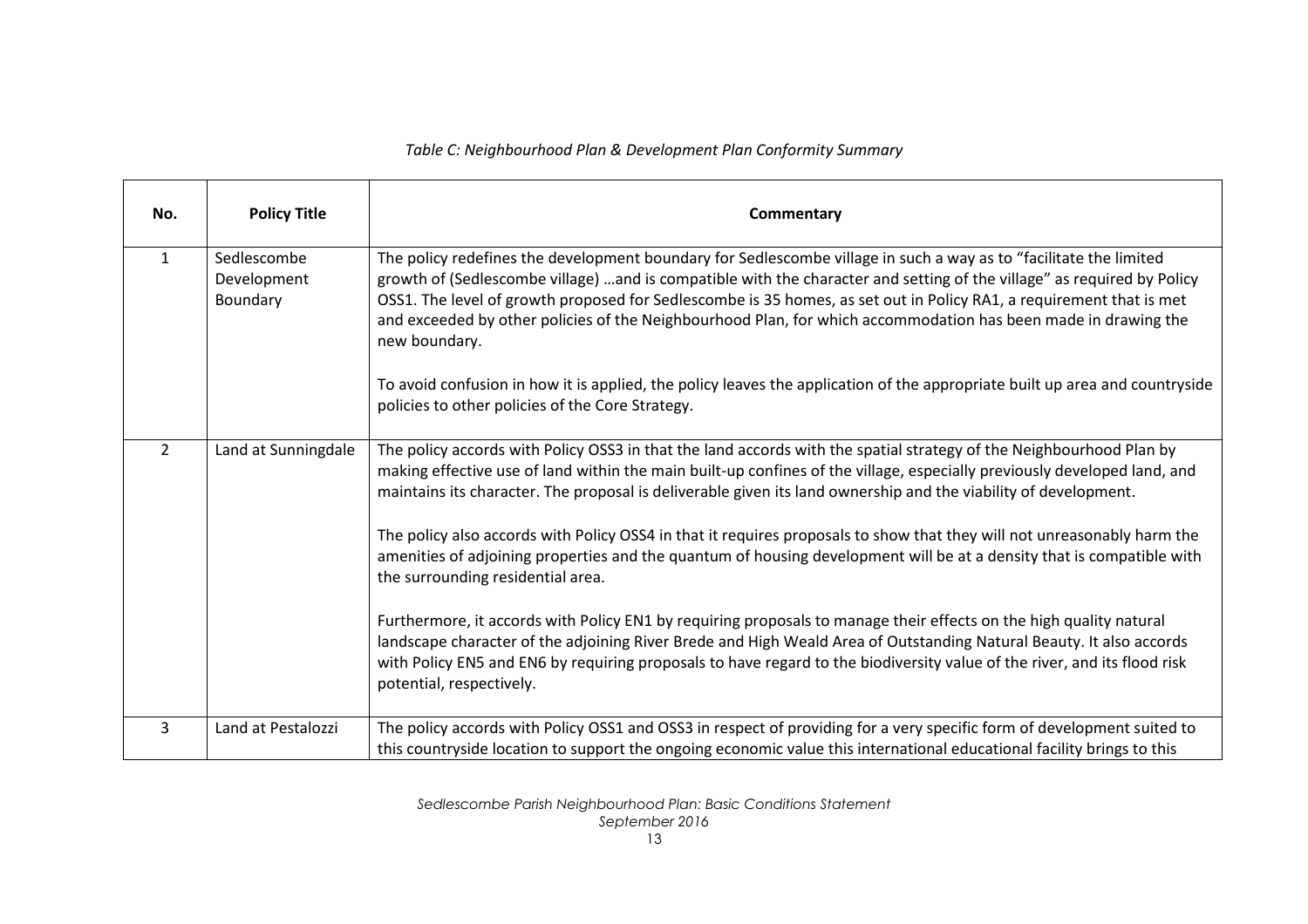*Table C: Neighbourhood Plan & Development Plan Conformity Summary*

| No. | Policy Title | Commentary |
|---|---|---|
| 1 | Sedlescombe Development Boundary | The policy redefines the development boundary for Sedlescombe village in such a way as to "facilitate the limited growth of (Sedlescombe village) …and is compatible with the character and setting of the village" as required by Policy OSS1. The level of growth proposed for Sedlescombe is 35 homes, as set out in Policy RA1, a requirement that is met and exceeded by other policies of the Neighbourhood Plan, for which accommodation has been made in drawing the new boundary.<br><br>To avoid confusion in how it is applied, the policy leaves the application of the appropriate built up area and countryside policies to other policies of the Core Strategy. |
| 2 | Land at Sunningdale | The policy accords with Policy OSS3 in that the land accords with the spatial strategy of the Neighbourhood Plan by making effective use of land within the main built-up confines of the village, especially previously developed land, and maintains its character. The proposal is deliverable given its land ownership and the viability of development.<br><br>The policy also accords with Policy OSS4 in that it requires proposals to show that they will not unreasonably harm the amenities of adjoining properties and the quantum of housing development will be at a density that is compatible with the surrounding residential area.<br><br>Furthermore, it accords with Policy EN1 by requiring proposals to manage their effects on the high quality natural landscape character of the adjoining River Brede and High Weald Area of Outstanding Natural Beauty. It also accords with Policy EN5 and EN6 by requiring proposals to have regard to the biodiversity value of the river, and its flood risk potential, respectively. |
| 3 | Land at Pestalozzi | The policy accords with Policy OSS1 and OSS3 in respect of providing for a very specific form of development suited to this countryside location to support the ongoing economic value this international educational facility brings to this |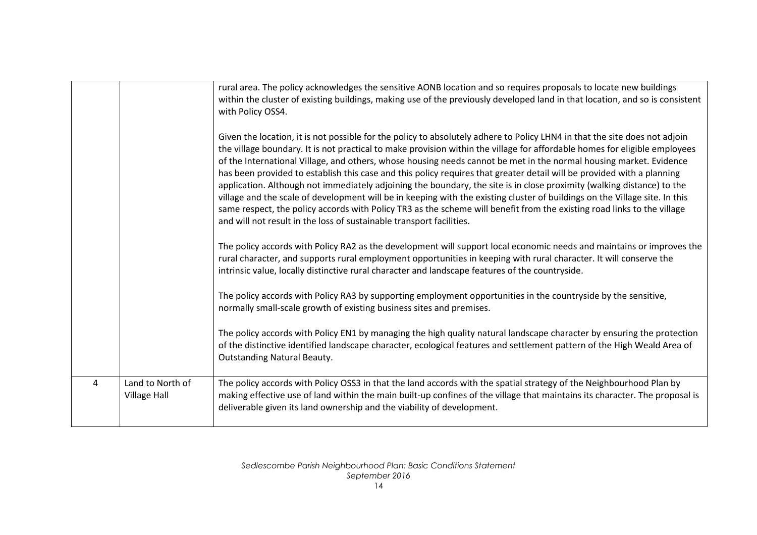| | | |
|---|---|---|
| | | rural area. The policy acknowledges the sensitive AONB location and so requires proposals to locate new buildings within the cluster of existing buildings, making use of the previously developed land in that location, and so is consistent with Policy OSS4.<br><br>Given the location, it is not possible for the policy to absolutely adhere to Policy LHN4 in that the site does not adjoin the village boundary. It is not practical to make provision within the village for affordable homes for eligible employees of the International Village, and others, whose housing needs cannot be met in the normal housing market. Evidence has been provided to establish this case and this policy requires that greater detail will be provided with a planning application. Although not immediately adjoining the boundary, the site is in close proximity (walking distance) to the village and the scale of development will be in keeping with the existing cluster of buildings on the Village site. In this same respect, the policy accords with Policy TR3 as the scheme will benefit from the existing road links to the village and will not result in the loss of sustainable transport facilities.<br><br>The policy accords with Policy RA2 as the development will support local economic needs and maintains or improves the rural character, and supports rural employment opportunities in keeping with rural character. It will conserve the intrinsic value, locally distinctive rural character and landscape features of the countryside.<br><br>The policy accords with Policy RA3 by supporting employment opportunities in the countryside by the sensitive, normally small-scale growth of existing business sites and premises.<br><br>The policy accords with Policy EN1 by managing the high quality natural landscape character by ensuring the protection of the distinctive identified landscape character, ecological features and settlement pattern of the High Weald Area of Outstanding Natural Beauty. |
| 4 | Land to North of Village Hall | The policy accords with Policy OSS3 in that the land accords with the spatial strategy of the Neighbourhood Plan by making effective use of land within the main built-up confines of the village that maintains its character. The proposal is deliverable given its land ownership and the viability of development. |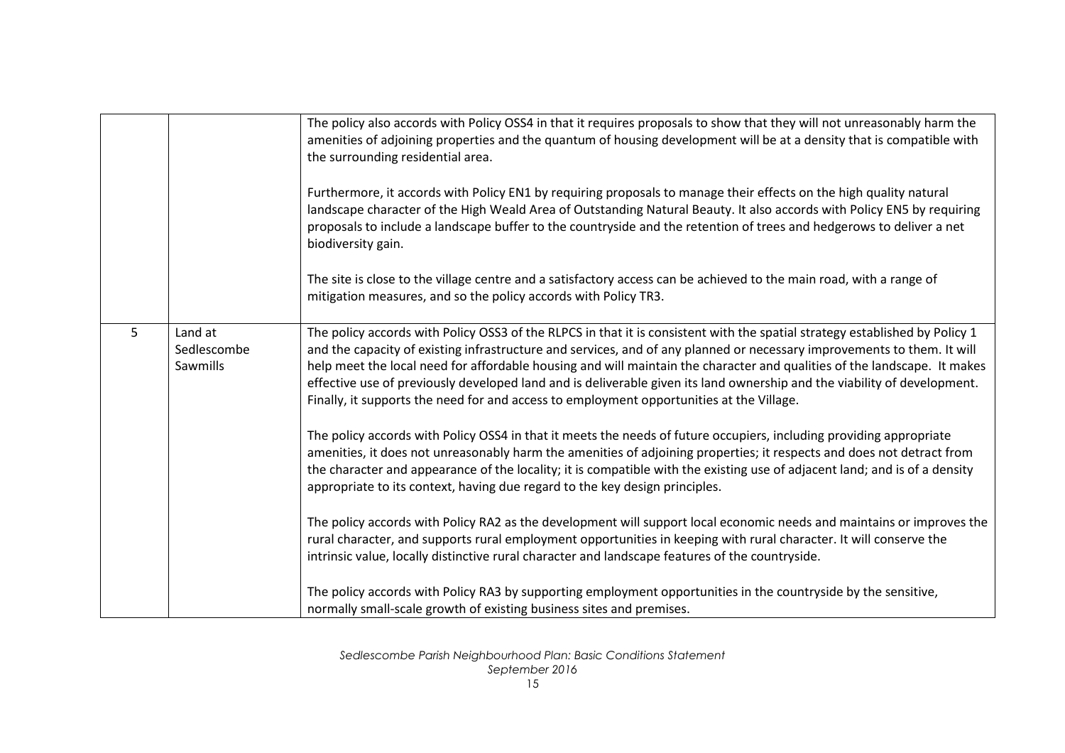| | | |
|---|---|---|
| | | The policy also accords with Policy OSS4 in that it requires proposals to show that they will not unreasonably harm the amenities of adjoining properties and the quantum of housing development will be at a density that is compatible with the surrounding residential area.<br><br>Furthermore, it accords with Policy EN1 by requiring proposals to manage their effects on the high quality natural landscape character of the High Weald Area of Outstanding Natural Beauty. It also accords with Policy EN5 by requiring proposals to include a landscape buffer to the countryside and the retention of trees and hedgerows to deliver a net biodiversity gain.<br><br>The site is close to the village centre and a satisfactory access can be achieved to the main road, with a range of mitigation measures, and so the policy accords with Policy TR3. |
| 5 | Land at Sedlescombe Sawmills | The policy accords with Policy OSS3 of the RLPCS in that it is consistent with the spatial strategy established by Policy 1 and the capacity of existing infrastructure and services, and of any planned or necessary improvements to them. It will help meet the local need for affordable housing and will maintain the character and qualities of the landscape. It makes effective use of previously developed land and is deliverable given its land ownership and the viability of development. Finally, it supports the need for and access to employment opportunities at the Village.<br><br>The policy accords with Policy OSS4 in that it meets the needs of future occupiers, including providing appropriate amenities, it does not unreasonably harm the amenities of adjoining properties; it respects and does not detract from the character and appearance of the locality; it is compatible with the existing use of adjacent land; and is of a density appropriate to its context, having due regard to the key design principles.<br><br>The policy accords with Policy RA2 as the development will support local economic needs and maintains or improves the rural character, and supports rural employment opportunities in keeping with rural character. It will conserve the intrinsic value, locally distinctive rural character and landscape features of the countryside.<br><br>The policy accords with Policy RA3 by supporting employment opportunities in the countryside by the sensitive, normally small-scale growth of existing business sites and premises. |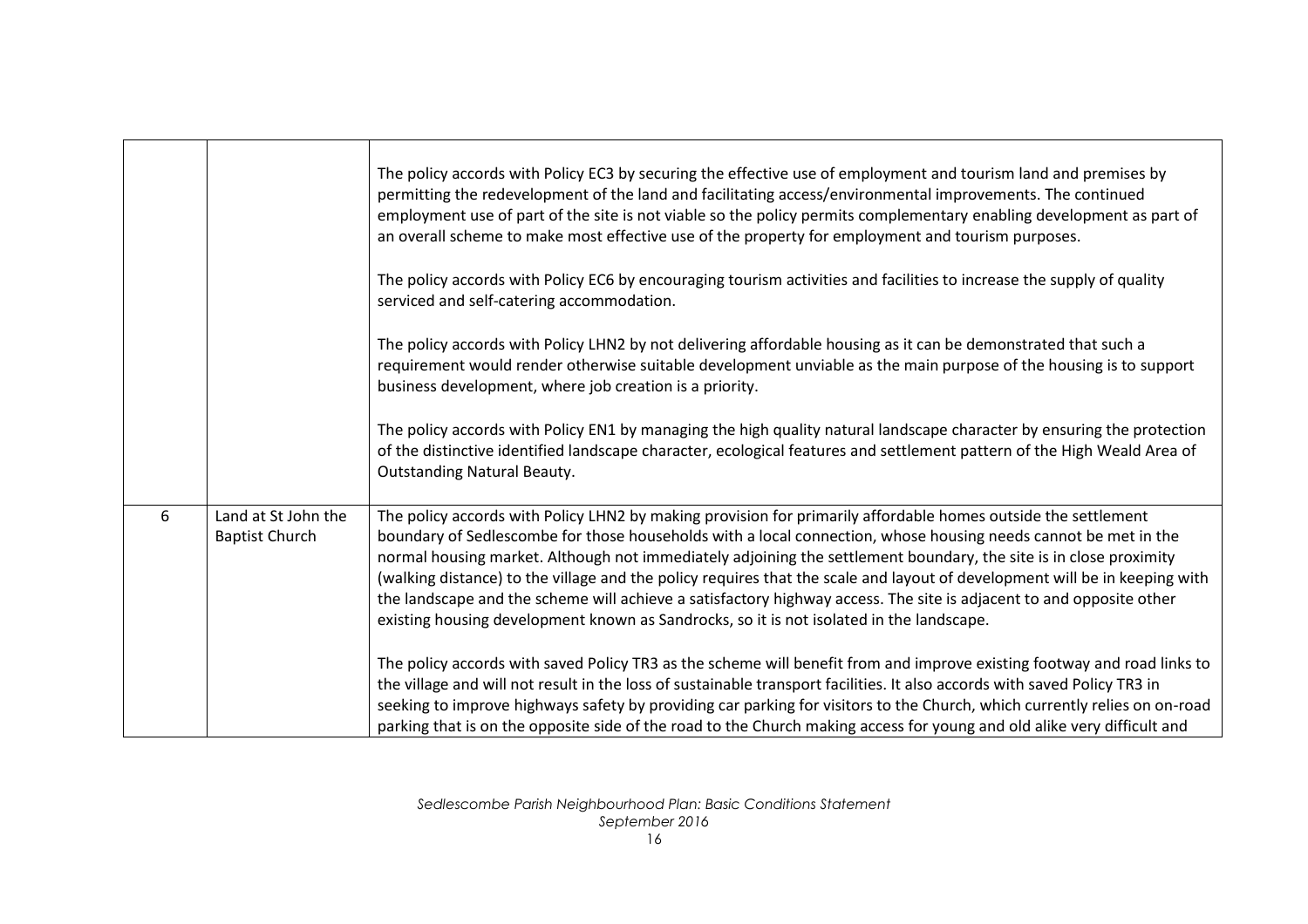| | | |
|---|---|---|
| | | The policy accords with Policy EC3 by securing the effective use of employment and tourism land and premises by permitting the redevelopment of the land and facilitating access/environmental improvements. The continued employment use of part of the site is not viable so the policy permits complementary enabling development as part of an overall scheme to make most effective use of the property for employment and tourism purposes.<br><br>The policy accords with Policy EC6 by encouraging tourism activities and facilities to increase the supply of quality serviced and self-catering accommodation.<br><br>The policy accords with Policy LHN2 by not delivering affordable housing as it can be demonstrated that such a requirement would render otherwise suitable development unviable as the main purpose of the housing is to support business development, where job creation is a priority.<br><br>The policy accords with Policy EN1 by managing the high quality natural landscape character by ensuring the protection of the distinctive identified landscape character, ecological features and settlement pattern of the High Weald Area of Outstanding Natural Beauty. |
| 6 | Land at St John the Baptist Church | The policy accords with Policy LHN2 by making provision for primarily affordable homes outside the settlement boundary of Sedlescombe for those households with a local connection, whose housing needs cannot be met in the normal housing market. Although not immediately adjoining the settlement boundary, the site is in close proximity (walking distance) to the village and the policy requires that the scale and layout of development will be in keeping with the landscape and the scheme will achieve a satisfactory highway access. The site is adjacent to and opposite other existing housing development known as Sandrocks, so it is not isolated in the landscape.<br><br>The policy accords with saved Policy TR3 as the scheme will benefit from and improve existing footway and road links to the village and will not result in the loss of sustainable transport facilities. It also accords with saved Policy TR3 in seeking to improve highways safety by providing car parking for visitors to the Church, which currently relies on on-road parking that is on the opposite side of the road to the Church making access for young and old alike very difficult and |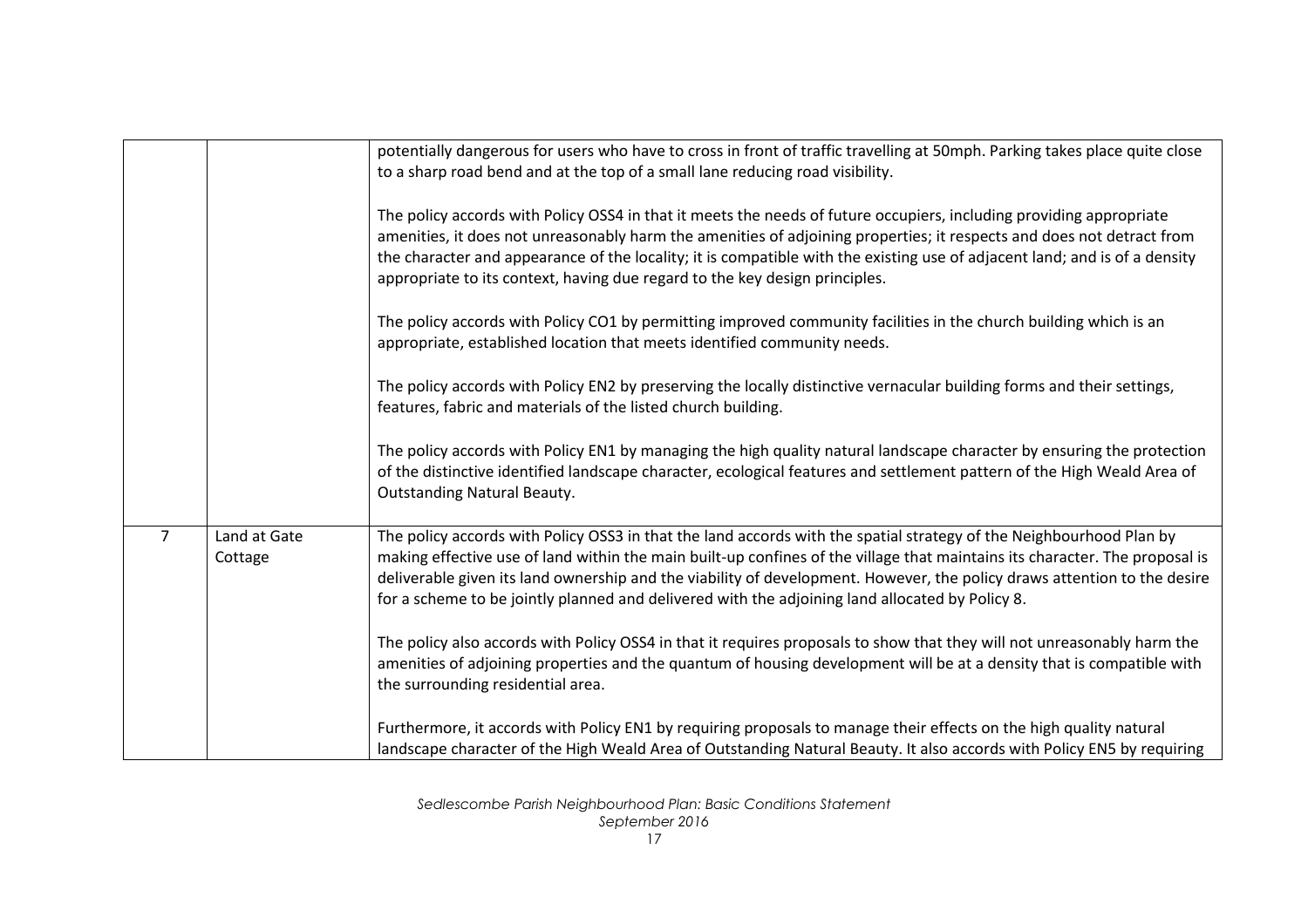| | | |
|---|---|---|
| | | potentially dangerous for users who have to cross in front of traffic travelling at 50mph. Parking takes place quite close to a sharp road bend and at the top of a small lane reducing road visibility.<br><br>The policy accords with Policy OSS4 in that it meets the needs of future occupiers, including providing appropriate amenities, it does not unreasonably harm the amenities of adjoining properties; it respects and does not detract from the character and appearance of the locality; it is compatible with the existing use of adjacent land; and is of a density appropriate to its context, having due regard to the key design principles.<br><br>The policy accords with Policy CO1 by permitting improved community facilities in the church building which is an appropriate, established location that meets identified community needs.<br><br>The policy accords with Policy EN2 by preserving the locally distinctive vernacular building forms and their settings, features, fabric and materials of the listed church building.<br><br>The policy accords with Policy EN1 by managing the high quality natural landscape character by ensuring the protection of the distinctive identified landscape character, ecological features and settlement pattern of the High Weald Area of Outstanding Natural Beauty. |
| 7 | Land at Gate Cottage | The policy accords with Policy OSS3 in that the land accords with the spatial strategy of the Neighbourhood Plan by making effective use of land within the main built-up confines of the village that maintains its character. The proposal is deliverable given its land ownership and the viability of development. However, the policy draws attention to the desire for a scheme to be jointly planned and delivered with the adjoining land allocated by Policy 8.<br><br>The policy also accords with Policy OSS4 in that it requires proposals to show that they will not unreasonably harm the amenities of adjoining properties and the quantum of housing development will be at a density that is compatible with the surrounding residential area.<br><br>Furthermore, it accords with Policy EN1 by requiring proposals to manage their effects on the high quality natural landscape character of the High Weald Area of Outstanding Natural Beauty. It also accords with Policy EN5 by requiring |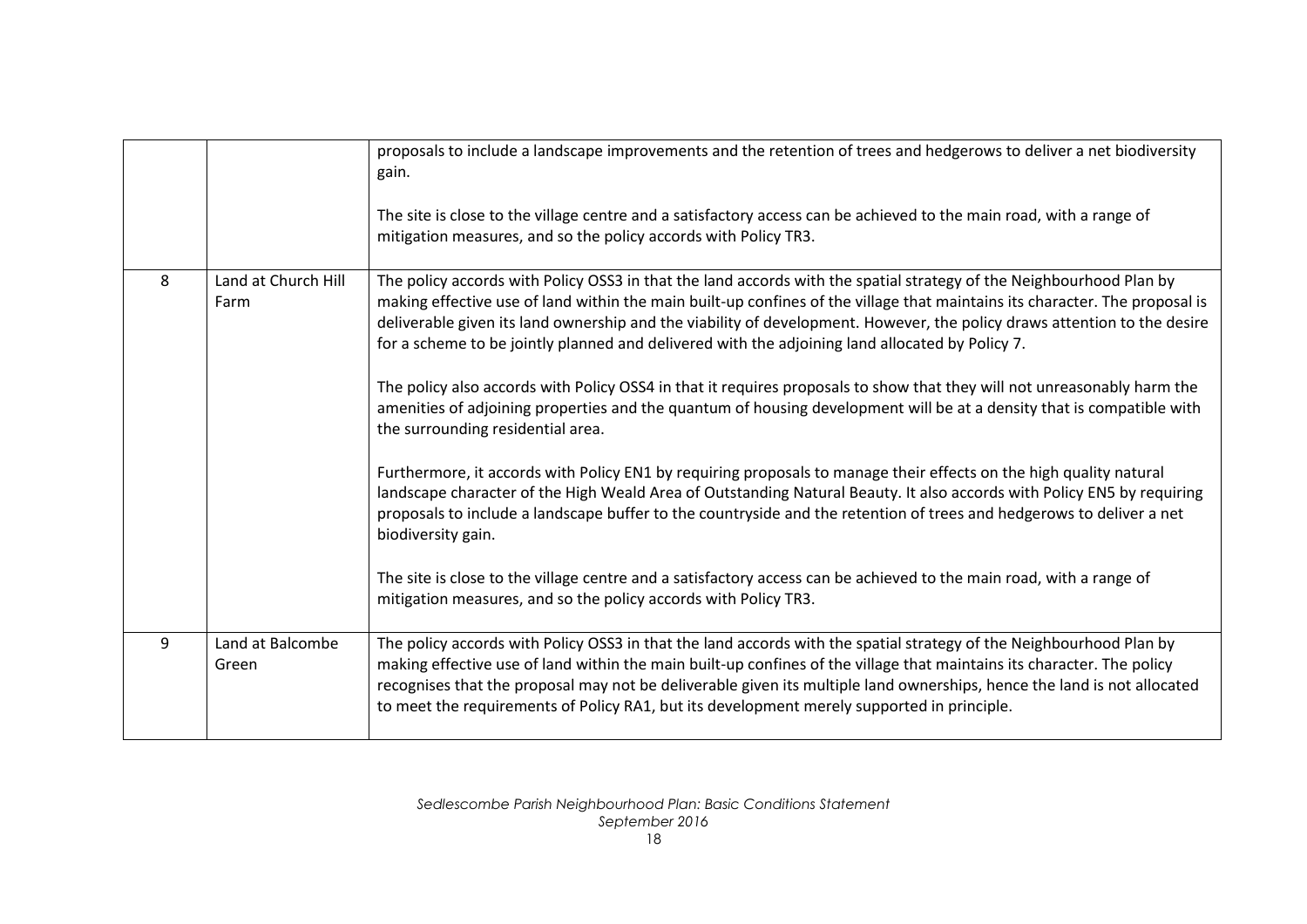| | | |
|---|---|---|
| | | proposals to include a landscape improvements and the retention of trees and hedgerows to deliver a net biodiversity gain.<br><br>The site is close to the village centre and a satisfactory access can be achieved to the main road, with a range of mitigation measures, and so the policy accords with Policy TR3. |
| 8 | Land at Church Hill Farm | The policy accords with Policy OSS3 in that the land accords with the spatial strategy of the Neighbourhood Plan by making effective use of land within the main built-up confines of the village that maintains its character. The proposal is deliverable given its land ownership and the viability of development. However, the policy draws attention to the desire for a scheme to be jointly planned and delivered with the adjoining land allocated by Policy 7.<br><br>The policy also accords with Policy OSS4 in that it requires proposals to show that they will not unreasonably harm the amenities of adjoining properties and the quantum of housing development will be at a density that is compatible with the surrounding residential area.<br><br>Furthermore, it accords with Policy EN1 by requiring proposals to manage their effects on the high quality natural landscape character of the High Weald Area of Outstanding Natural Beauty. It also accords with Policy EN5 by requiring proposals to include a landscape buffer to the countryside and the retention of trees and hedgerows to deliver a net biodiversity gain.<br><br>The site is close to the village centre and a satisfactory access can be achieved to the main road, with a range of mitigation measures, and so the policy accords with Policy TR3. |
| 9 | Land at Balcombe Green | The policy accords with Policy OSS3 in that the land accords with the spatial strategy of the Neighbourhood Plan by making effective use of land within the main built-up confines of the village that maintains its character. The policy recognises that the proposal may not be deliverable given its multiple land ownerships, hence the land is not allocated to meet the requirements of Policy RA1, but its development merely supported in principle. |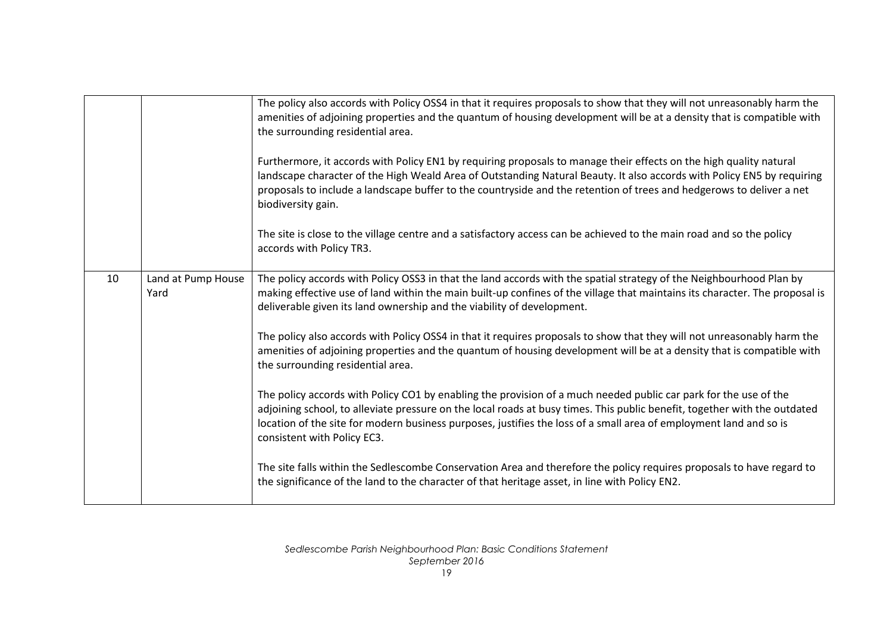| | | |
|---|---|---|
| | | The policy also accords with Policy OSS4 in that it requires proposals to show that they will not unreasonably harm the amenities of adjoining properties and the quantum of housing development will be at a density that is compatible with the surrounding residential area.<br><br>Furthermore, it accords with Policy EN1 by requiring proposals to manage their effects on the high quality natural landscape character of the High Weald Area of Outstanding Natural Beauty. It also accords with Policy EN5 by requiring proposals to include a landscape buffer to the countryside and the retention of trees and hedgerows to deliver a net biodiversity gain.<br><br>The site is close to the village centre and a satisfactory access can be achieved to the main road and so the policy accords with Policy TR3. |
| 10 | Land at Pump House Yard | The policy accords with Policy OSS3 in that the land accords with the spatial strategy of the Neighbourhood Plan by making effective use of land within the main built-up confines of the village that maintains its character. The proposal is deliverable given its land ownership and the viability of development.<br><br>The policy also accords with Policy OSS4 in that it requires proposals to show that they will not unreasonably harm the amenities of adjoining properties and the quantum of housing development will be at a density that is compatible with the surrounding residential area.<br><br>The policy accords with Policy CO1 by enabling the provision of a much needed public car park for the use of the adjoining school, to alleviate pressure on the local roads at busy times. This public benefit, together with the outdated location of the site for modern business purposes, justifies the loss of a small area of employment land and so is consistent with Policy EC3.<br><br>The site falls within the Sedlescombe Conservation Area and therefore the policy requires proposals to have regard to the significance of the land to the character of that heritage asset, in line with Policy EN2. |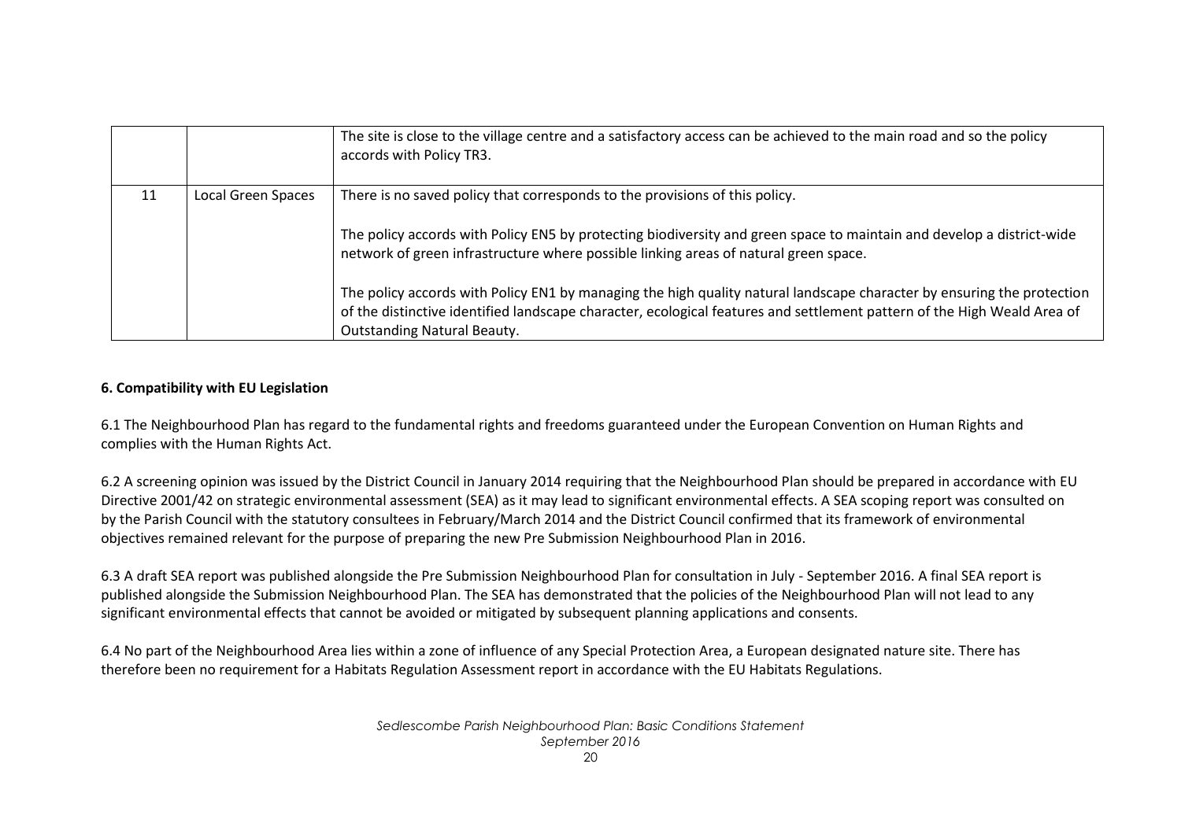| | | |
|---|---|---|
| | | The site is close to the village centre and a satisfactory access can be achieved to the main road and so the policy accords with Policy TR3. |
| 11 | Local Green Spaces | There is no saved policy that corresponds to the provisions of this policy.<br><br>The policy accords with Policy EN5 by protecting biodiversity and green space to maintain and develop a district-wide network of green infrastructure where possible linking areas of natural green space.<br><br>The policy accords with Policy EN1 by managing the high quality natural landscape character by ensuring the protection of the distinctive identified landscape character, ecological features and settlement pattern of the High Weald Area of Outstanding Natural Beauty. |

**6. Compatibility with EU Legislation**

6.1 The Neighbourhood Plan has regard to the fundamental rights and freedoms guaranteed under the European Convention on Human Rights and complies with the Human Rights Act.

6.2 A screening opinion was issued by the District Council in January 2014 requiring that the Neighbourhood Plan should be prepared in accordance with EU Directive 2001/42 on strategic environmental assessment (SEA) as it may lead to significant environmental effects. A SEA scoping report was consulted on by the Parish Council with the statutory consultees in February/March 2014 and the District Council confirmed that its framework of environmental objectives remained relevant for the purpose of preparing the new Pre Submission Neighbourhood Plan in 2016.

6.3 A draft SEA report was published alongside the Pre Submission Neighbourhood Plan for consultation in July - September 2016. A final SEA report is published alongside the Submission Neighbourhood Plan. The SEA has demonstrated that the policies of the Neighbourhood Plan will not lead to any significant environmental effects that cannot be avoided or mitigated by subsequent planning applications and consents.

6.4 No part of the Neighbourhood Area lies within a zone of influence of any Special Protection Area, a European designated nature site. There has therefore been no requirement for a Habitats Regulation Assessment report in accordance with the EU Habitats Regulations.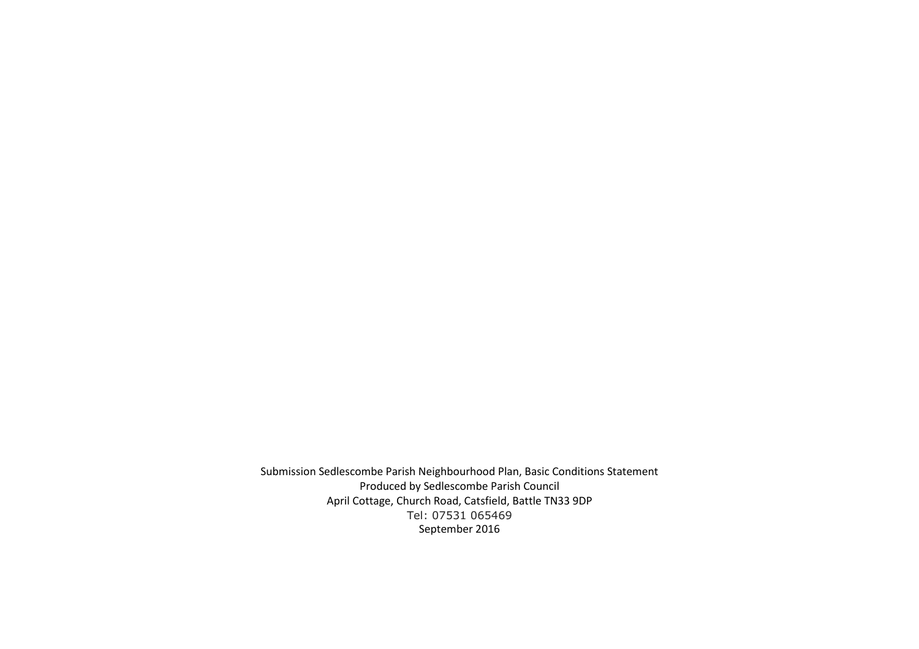Submission Sedlescombe Parish Neighbourhood Plan, Basic Conditions Statement
Produced by Sedlescombe Parish Council
April Cottage, Church Road, Catsfield, Battle TN33 9DP
Tel: 07531 065469
September 2016